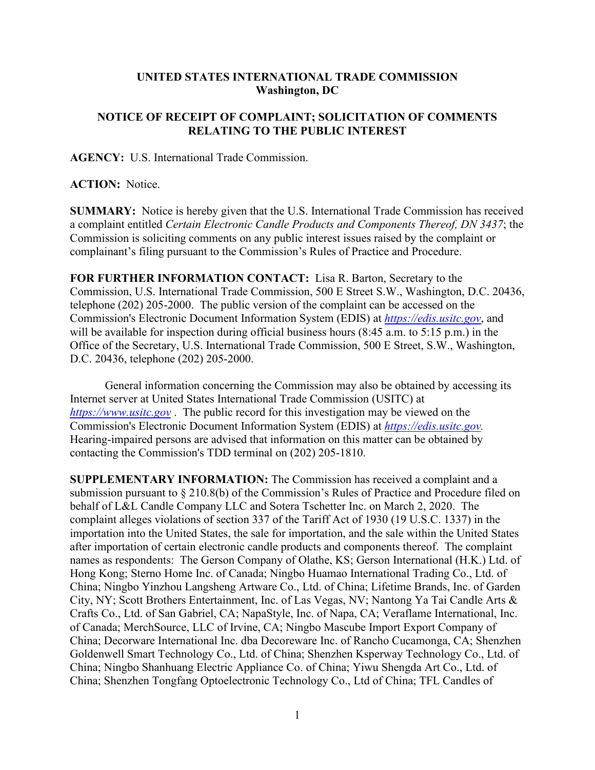**UNITED STATES INTERNATIONAL TRADE COMMISSION**
**Washington, DC**

**NOTICE OF RECEIPT OF COMPLAINT; SOLICITATION OF COMMENTS RELATING TO THE PUBLIC INTEREST**

**AGENCY:** U.S. International Trade Commission.

**ACTION:** Notice.

**SUMMARY:** Notice is hereby given that the U.S. International Trade Commission has received a complaint entitled *Certain Electronic Candle Products and Components Thereof, DN 3437*; the Commission is soliciting comments on any public interest issues raised by the complaint or complainant's filing pursuant to the Commission's Rules of Practice and Procedure.

**FOR FURTHER INFORMATION CONTACT:** Lisa R. Barton, Secretary to the Commission, U.S. International Trade Commission, 500 E Street S.W., Washington, D.C. 20436, telephone (202) 205-2000. The public version of the complaint can be accessed on the Commission's Electronic Document Information System (EDIS) at *https://edis.usitc.gov*, and will be available for inspection during official business hours (8:45 a.m. to 5:15 p.m.) in the Office of the Secretary, U.S. International Trade Commission, 500 E Street, S.W., Washington, D.C. 20436, telephone (202) 205-2000.

General information concerning the Commission may also be obtained by accessing its Internet server at United States International Trade Commission (USITC) at *https://www.usitc.gov* . The public record for this investigation may be viewed on the Commission's Electronic Document Information System (EDIS) at *https://edis.usitc.gov.* Hearing-impaired persons are advised that information on this matter can be obtained by contacting the Commission's TDD terminal on (202) 205-1810.

**SUPPLEMENTARY INFORMATION:** The Commission has received a complaint and a submission pursuant to § 210.8(b) of the Commission's Rules of Practice and Procedure filed on behalf of L&L Candle Company LLC and Sotera Tschetter Inc. on March 2, 2020. The complaint alleges violations of section 337 of the Tariff Act of 1930 (19 U.S.C. 1337) in the importation into the United States, the sale for importation, and the sale within the United States after importation of certain electronic candle products and components thereof. The complaint names as respondents: The Gerson Company of Olathe, KS; Gerson International (H.K.) Ltd. of Hong Kong; Sterno Home Inc. of Canada; Ningbo Huamao International Trading Co., Ltd. of China; Ningbo Yinzhou Langsheng Artware Co., Ltd. of China; Lifetime Brands, Inc. of Garden City, NY; Scott Brothers Entertainment, Inc. of Las Vegas, NV; Nantong Ya Tai Candle Arts & Crafts Co., Ltd. of San Gabriel, CA; NapaStyle, Inc. of Napa, CA; Veraflame International, Inc. of Canada; MerchSource, LLC of Irvine, CA; Ningbo Mascube Import Export Company of China; Decorware International Inc. dba Decoreware Inc. of Rancho Cucamonga, CA; Shenzhen Goldenwell Smart Technology Co., Ltd. of China; Shenzhen Ksperway Technology Co., Ltd. of China; Ningbo Shanhuang Electric Appliance Co. of China; Yiwu Shengda Art Co., Ltd. of China; Shenzhen Tongfang Optoelectronic Technology Co., Ltd of China; TFL Candles of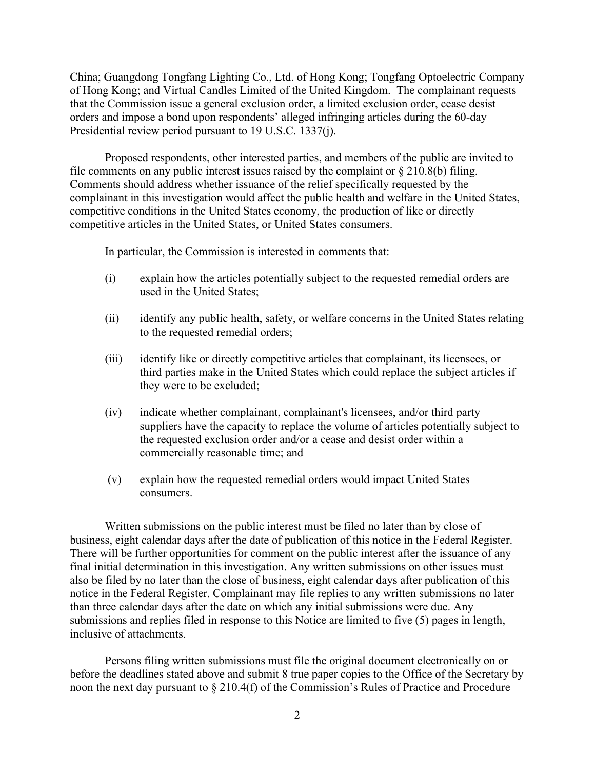China; Guangdong Tongfang Lighting Co., Ltd. of Hong Kong; Tongfang Optoelectric Company of Hong Kong; and Virtual Candles Limited of the United Kingdom. The complainant requests that the Commission issue a general exclusion order, a limited exclusion order, cease desist orders and impose a bond upon respondents' alleged infringing articles during the 60-day Presidential review period pursuant to 19 U.S.C. 1337(j).

Proposed respondents, other interested parties, and members of the public are invited to file comments on any public interest issues raised by the complaint or § 210.8(b) filing. Comments should address whether issuance of the relief specifically requested by the complainant in this investigation would affect the public health and welfare in the United States, competitive conditions in the United States economy, the production of like or directly competitive articles in the United States, or United States consumers.

In particular, the Commission is interested in comments that:

(i) explain how the articles potentially subject to the requested remedial orders are used in the United States;

(ii) identify any public health, safety, or welfare concerns in the United States relating to the requested remedial orders;

(iii) identify like or directly competitive articles that complainant, its licensees, or third parties make in the United States which could replace the subject articles if they were to be excluded;

(iv) indicate whether complainant, complainant's licensees, and/or third party suppliers have the capacity to replace the volume of articles potentially subject to the requested exclusion order and/or a cease and desist order within a commercially reasonable time; and

(v) explain how the requested remedial orders would impact United States consumers.

Written submissions on the public interest must be filed no later than by close of business, eight calendar days after the date of publication of this notice in the Federal Register. There will be further opportunities for comment on the public interest after the issuance of any final initial determination in this investigation. Any written submissions on other issues must also be filed by no later than the close of business, eight calendar days after publication of this notice in the Federal Register. Complainant may file replies to any written submissions no later than three calendar days after the date on which any initial submissions were due. Any submissions and replies filed in response to this Notice are limited to five (5) pages in length, inclusive of attachments.

Persons filing written submissions must file the original document electronically on or before the deadlines stated above and submit 8 true paper copies to the Office of the Secretary by noon the next day pursuant to § 210.4(f) of the Commission's Rules of Practice and Procedure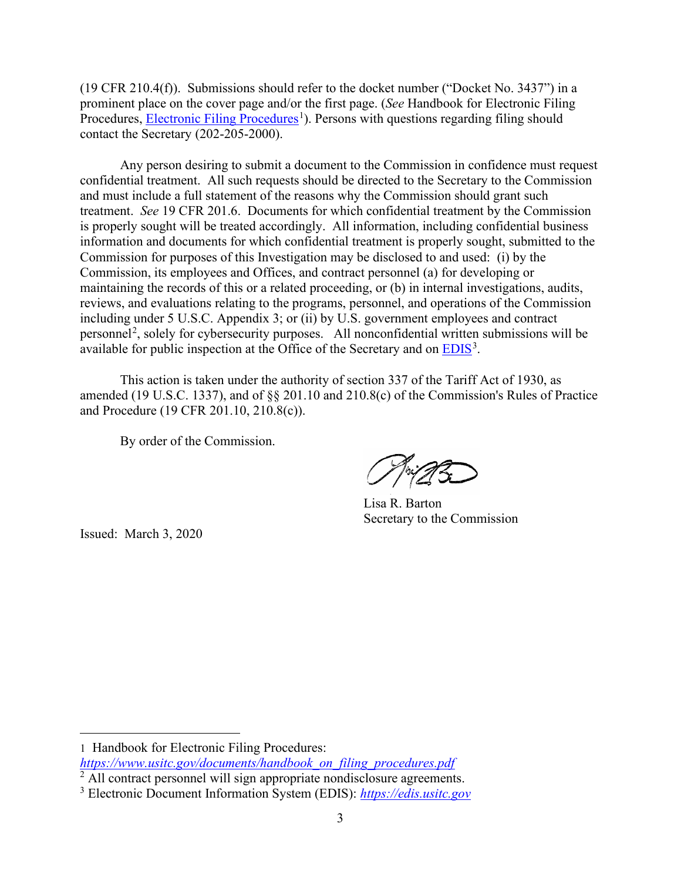(19 CFR 210.4(f)). Submissions should refer to the docket number ("Docket No. 3437") in a prominent place on the cover page and/or the first page. (*See* Handbook for Electronic Filing Procedures, Electronic Filing Procedures[1]). Persons with questions regarding filing should contact the Secretary (202-205-2000).

Any person desiring to submit a document to the Commission in confidence must request confidential treatment. All such requests should be directed to the Secretary to the Commission and must include a full statement of the reasons why the Commission should grant such treatment. *See* 19 CFR 201.6. Documents for which confidential treatment by the Commission is properly sought will be treated accordingly. All information, including confidential business information and documents for which confidential treatment is properly sought, submitted to the Commission for purposes of this Investigation may be disclosed to and used: (i) by the Commission, its employees and Offices, and contract personnel (a) for developing or maintaining the records of this or a related proceeding, or (b) in internal investigations, audits, reviews, and evaluations relating to the programs, personnel, and operations of the Commission including under 5 U.S.C. Appendix 3; or (ii) by U.S. government employees and contract personnel[2], solely for cybersecurity purposes. All nonconfidential written submissions will be available for public inspection at the Office of the Secretary and on EDIS[3].

This action is taken under the authority of section 337 of the Tariff Act of 1930, as amended (19 U.S.C. 1337), and of §§ 201.10 and 210.8(c) of the Commission's Rules of Practice and Procedure (19 CFR 201.10, 210.8(c)).

By order of the Commission.

Lisa R. Barton
Secretary to the Commission

Issued: March 3, 2020

---

1 Handbook for Electronic Filing Procedures: *https://www.usitc.gov/documents/handbook_on_filing_procedures.pdf*

2 All contract personnel will sign appropriate nondisclosure agreements.

3 Electronic Document Information System (EDIS): *https://edis.usitc.gov*